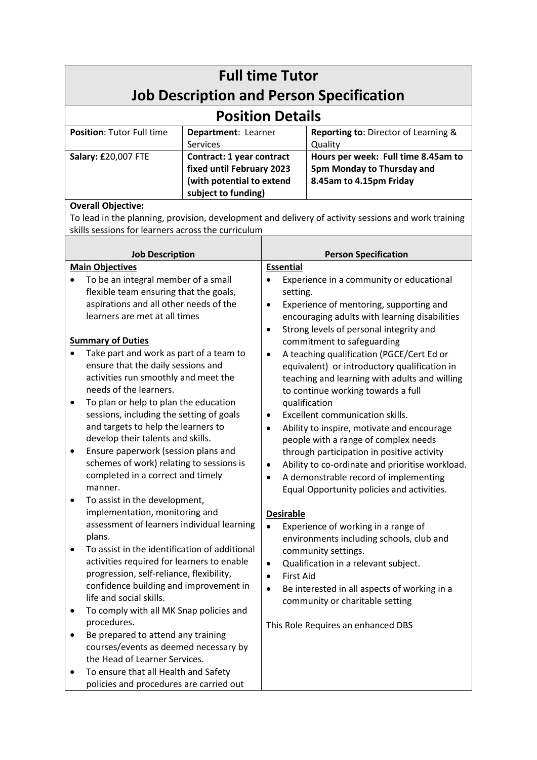# Full time Tutor
# Job Description and Person Specification

## Position Details

| **Position**: Tutor Full time | **Department**: Learner Services | **Reporting to**: Director of Learning & Quality |
|---|---|---|
| **Salary: £**20,007 FTE | **Contract: 1 year contract fixed until February 2023 (with potential to extend subject to funding)** | **Hours per week: Full time 8.45am to 5pm Monday to Thursday and 8.45am to 4.15pm Friday** |

**Overall Objective:**

To lead in the planning, provision, development and delivery of activity sessions and work training skills sessions for learners across the curriculum

## Job Description

**Main Objectives**

- To be an integral member of a small flexible team ensuring that the goals, aspirations and all other needs of the learners are met at all times

**Summary of Duties**

- Take part and work as part of a team to ensure that the daily sessions and activities run smoothly and meet the needs of the learners.
- To plan or help to plan the education sessions, including the setting of goals and targets to help the learners to develop their talents and skills.
- Ensure paperwork (session plans and schemes of work) relating to sessions is completed in a correct and timely manner.
- To assist in the development, implementation, monitoring and assessment of learners individual learning plans.
- To assist in the identification of additional activities required for learners to enable progression, self-reliance, flexibility, confidence building and improvement in life and social skills.
- To comply with all MK Snap policies and procedures.
- Be prepared to attend any training courses/events as deemed necessary by the Head of Learner Services.
- To ensure that all Health and Safety policies and procedures are carried out

## Person Specification

**Essential**

- Experience in a community or educational setting.
- Experience of mentoring, supporting and encouraging adults with learning disabilities
- Strong levels of personal integrity and commitment to safeguarding
- A teaching qualification (PGCE/Cert Ed or equivalent) or introductory qualification in teaching and learning with adults and willing to continue working towards a full qualification
- Excellent communication skills.
- Ability to inspire, motivate and encourage people with a range of complex needs through participation in positive activity
- Ability to co-ordinate and prioritise workload.
- A demonstrable record of implementing Equal Opportunity policies and activities.

**Desirable**

- Experience of working in a range of environments including schools, club and community settings.
- Qualification in a relevant subject.
- First Aid
- Be interested in all aspects of working in a community or charitable setting

This Role Requires an enhanced DBS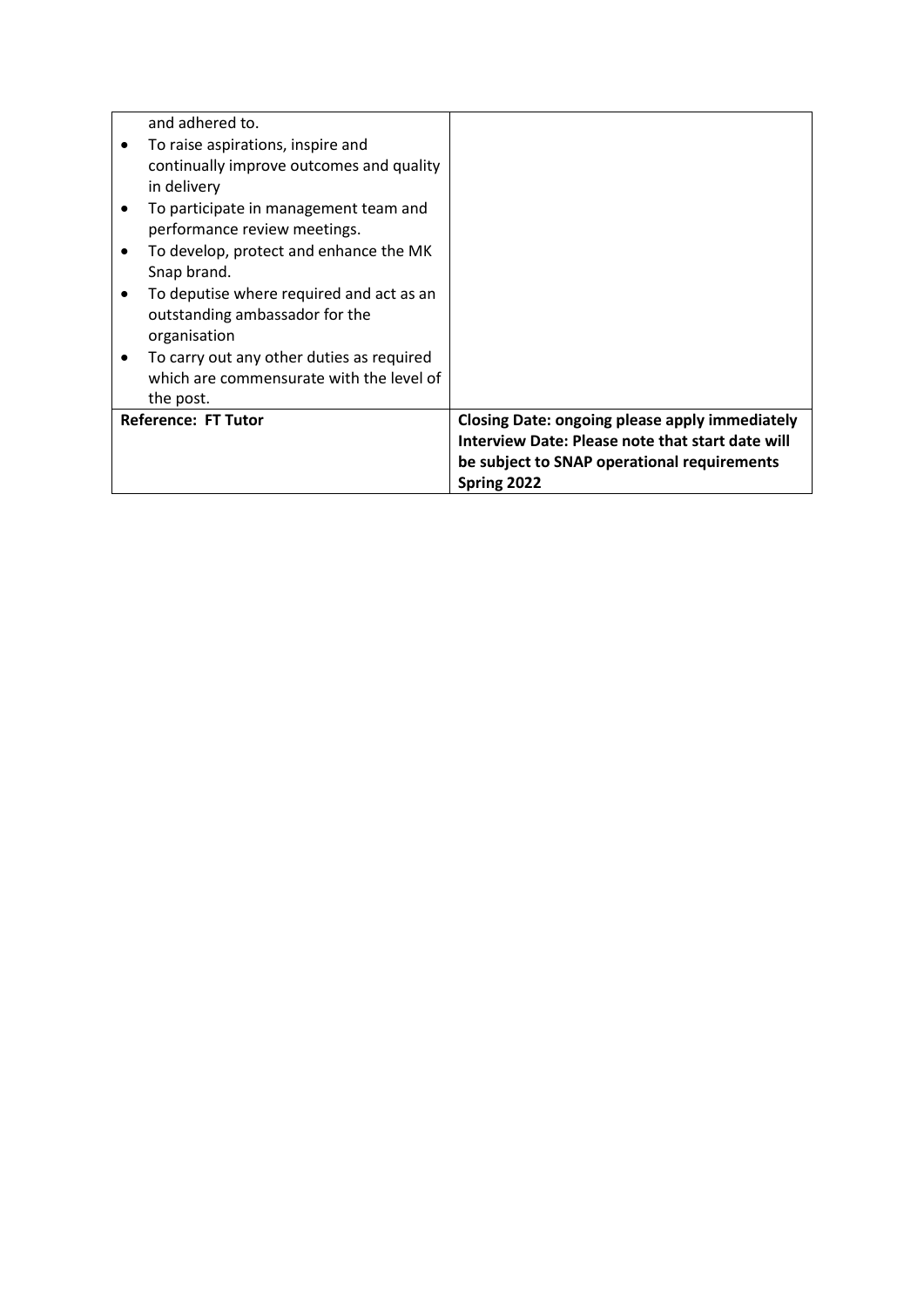| | |
|---|---|
| and adhered to.<br>• To raise aspirations, inspire and continually improve outcomes and quality in delivery<br>• To participate in management team and performance review meetings.<br>• To develop, protect and enhance the MK Snap brand.<br>• To deputise where required and act as an outstanding ambassador for the organisation<br>• To carry out any other duties as required which are commensurate with the level of the post. | |
| **Reference: FT Tutor** | **Closing Date: ongoing please apply immediately**<br>**Interview Date: Please note that start date will be subject to SNAP operational requirements Spring 2022** |